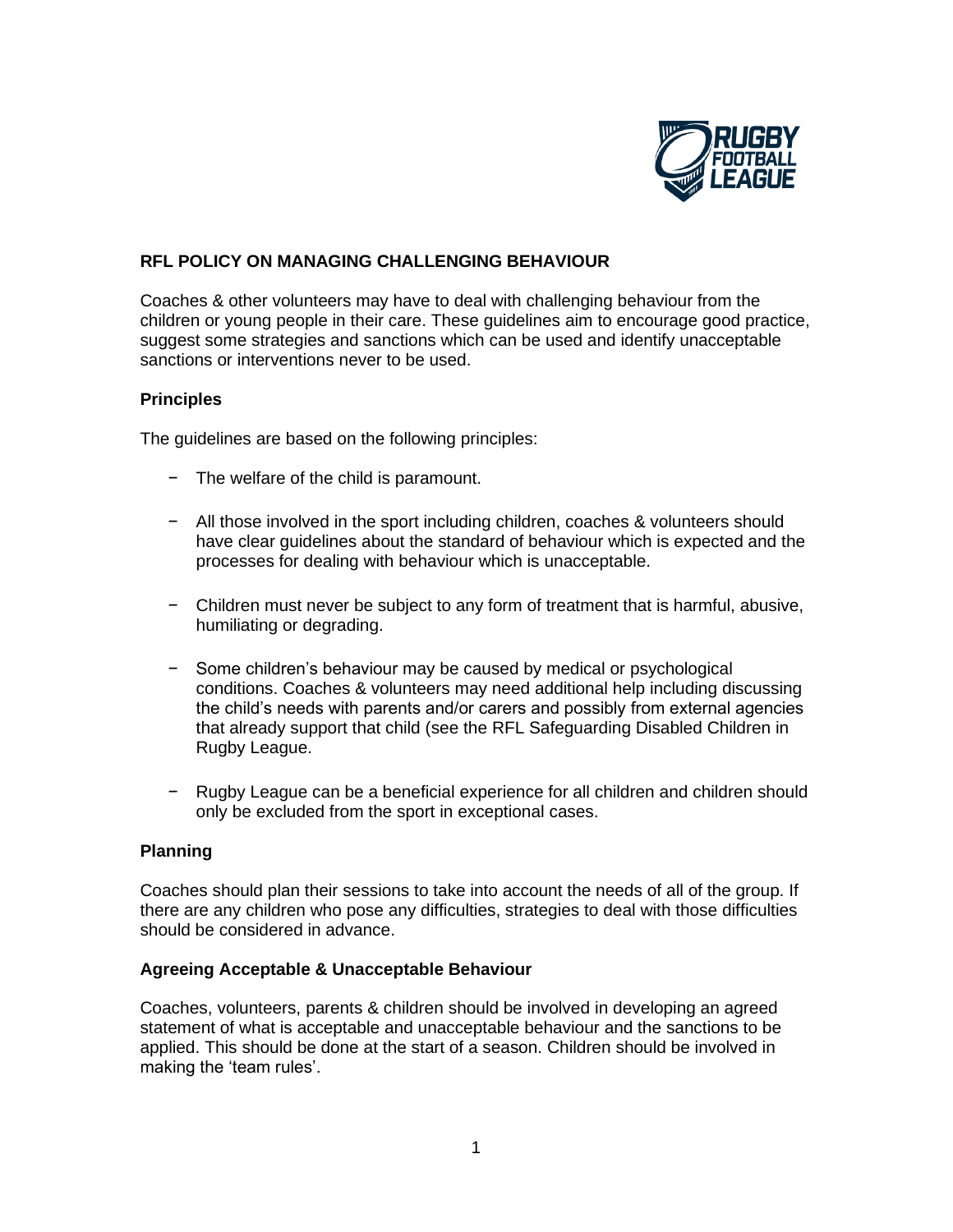## RFL POLICY ON MANAGING CHALLENGING BEHAVIOUR

Coaches & other volunteers may have to deal with challenging behaviour from the children or young people in their care. These guidelines aim to encourage good practice, suggest some strategies and sanctions which can be used and identify unacceptable sanctions or interventions never to be used.

### Principles

The guidelines are based on the following principles:

- The welfare of the child is paramount.
- All those involved in the sport including children, coaches & volunteers should have clear guidelines about the standard of behaviour which is expected and the processes for dealing with behaviour which is unacceptable.
- Children must never be subject to any form of treatment that is harmful, abusive, humiliating or degrading.
- Some children's behaviour may be caused by medical or psychological conditions. Coaches & volunteers may need additional help including discussing the child's needs with parents and/or carers and possibly from external agencies that already support that child (see the RFL Safeguarding Disabled Children in Rugby League.
- Rugby League can be a beneficial experience for all children and children should only be excluded from the sport in exceptional cases.

### Planning

Coaches should plan their sessions to take into account the needs of all of the group. If there are any children who pose any difficulties, strategies to deal with those difficulties should be considered in advance.

### Agreeing Acceptable & Unacceptable Behaviour

Coaches, volunteers, parents & children should be involved in developing an agreed statement of what is acceptable and unacceptable behaviour and the sanctions to be applied. This should be done at the start of a season. Children should be involved in making the 'team rules'.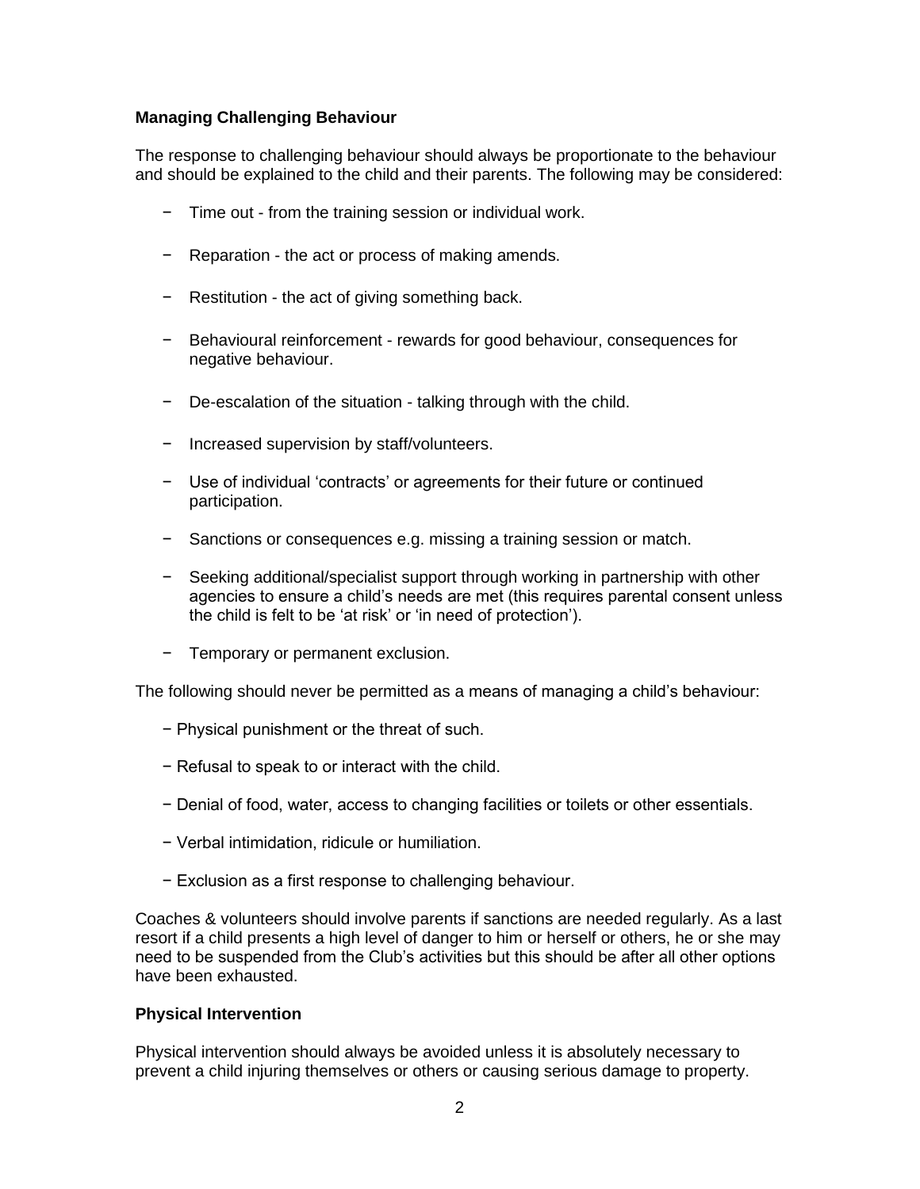**Managing Challenging Behaviour**

The response to challenging behaviour should always be proportionate to the behaviour and should be explained to the child and their parents. The following may be considered:

- Time out - from the training session or individual work.
- Reparation - the act or process of making amends.
- Restitution - the act of giving something back.
- Behavioural reinforcement - rewards for good behaviour, consequences for negative behaviour.
- De-escalation of the situation - talking through with the child.
- Increased supervision by staff/volunteers.
- Use of individual 'contracts' or agreements for their future or continued participation.
- Sanctions or consequences e.g. missing a training session or match.
- Seeking additional/specialist support through working in partnership with other agencies to ensure a child's needs are met (this requires parental consent unless the child is felt to be 'at risk' or 'in need of protection').
- Temporary or permanent exclusion.

The following should never be permitted as a means of managing a child's behaviour:

- Physical punishment or the threat of such.
- Refusal to speak to or interact with the child.
- Denial of food, water, access to changing facilities or toilets or other essentials.
- Verbal intimidation, ridicule or humiliation.
- Exclusion as a first response to challenging behaviour.

Coaches & volunteers should involve parents if sanctions are needed regularly. As a last resort if a child presents a high level of danger to him or herself or others, he or she may need to be suspended from the Club's activities but this should be after all other options have been exhausted.

**Physical Intervention**

Physical intervention should always be avoided unless it is absolutely necessary to prevent a child injuring themselves or others or causing serious damage to property.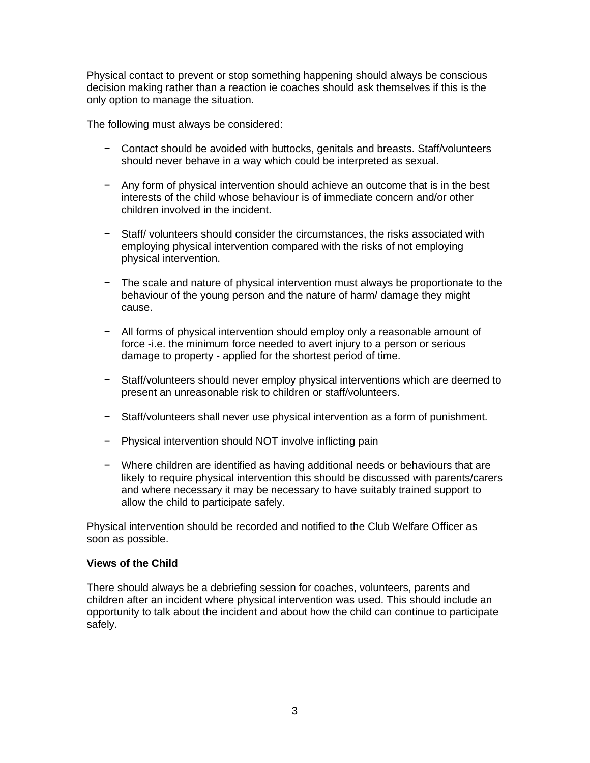Physical contact to prevent or stop something happening should always be conscious decision making rather than a reaction ie coaches should ask themselves if this is the only option to manage the situation.

The following must always be considered:

- Contact should be avoided with buttocks, genitals and breasts. Staff/volunteers should never behave in a way which could be interpreted as sexual.

- Any form of physical intervention should achieve an outcome that is in the best interests of the child whose behaviour is of immediate concern and/or other children involved in the incident.

- Staff/ volunteers should consider the circumstances, the risks associated with employing physical intervention compared with the risks of not employing physical intervention.

- The scale and nature of physical intervention must always be proportionate to the behaviour of the young person and the nature of harm/ damage they might cause.

- All forms of physical intervention should employ only a reasonable amount of force -i.e. the minimum force needed to avert injury to a person or serious damage to property - applied for the shortest period of time.

- Staff/volunteers should never employ physical interventions which are deemed to present an unreasonable risk to children or staff/volunteers.

- Staff/volunteers shall never use physical intervention as a form of punishment.

- Physical intervention should NOT involve inflicting pain

- Where children are identified as having additional needs or behaviours that are likely to require physical intervention this should be discussed with parents/carers and where necessary it may be necessary to have suitably trained support to allow the child to participate safely.

Physical intervention should be recorded and notified to the Club Welfare Officer as soon as possible.

**Views of the Child**

There should always be a debriefing session for coaches, volunteers, parents and children after an incident where physical intervention was used. This should include an opportunity to talk about the incident and about how the child can continue to participate safely.